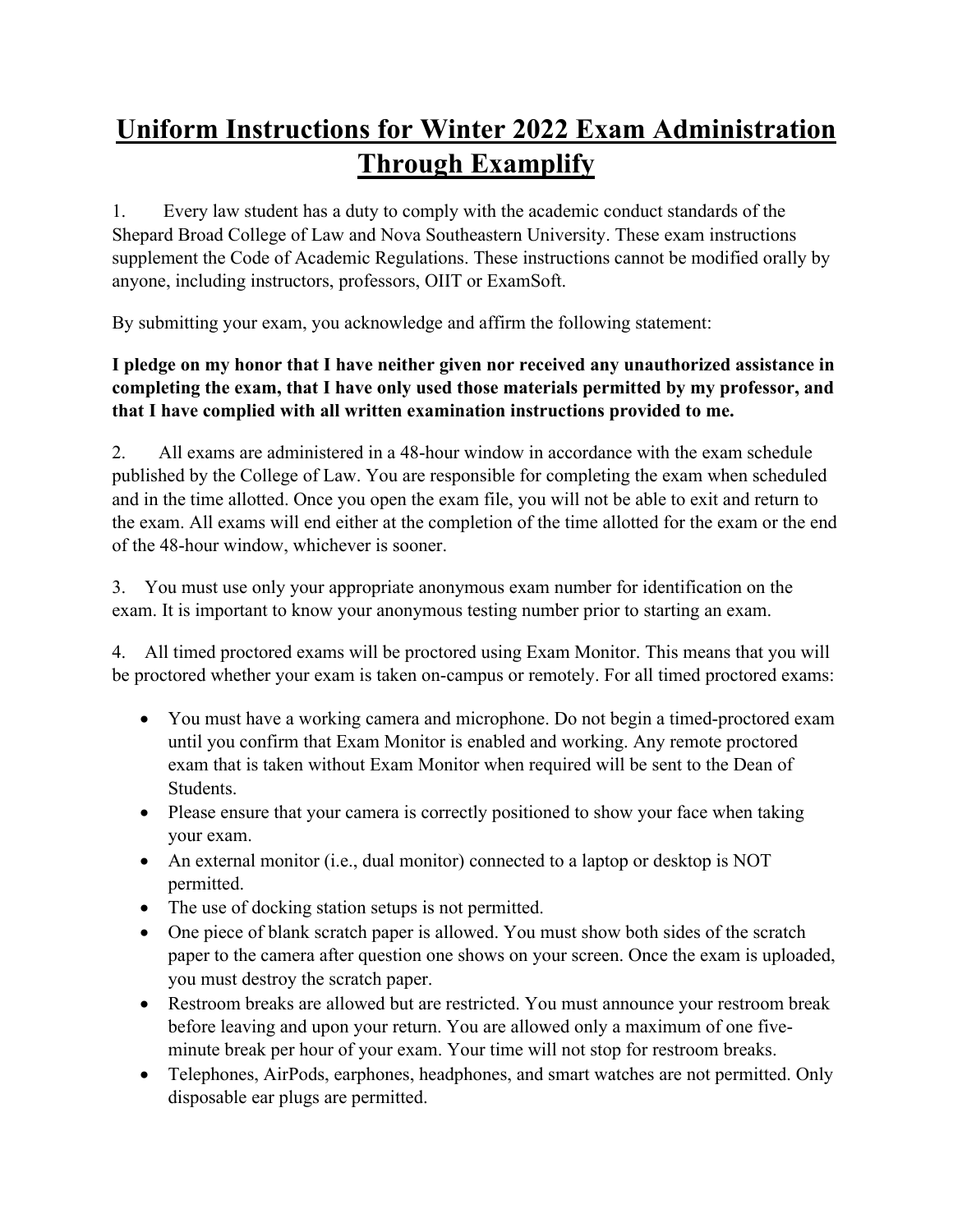# Uniform Instructions for Winter 2022 Exam Administration Through Examplify

1. Every law student has a duty to comply with the academic conduct standards of the Shepard Broad College of Law and Nova Southeastern University. These exam instructions supplement the Code of Academic Regulations. These instructions cannot be modified orally by anyone, including instructors, professors, OIIT or ExamSoft.

By submitting your exam, you acknowledge and affirm the following statement:

**I pledge on my honor that I have neither given nor received any unauthorized assistance in completing the exam, that I have only used those materials permitted by my professor, and that I have complied with all written examination instructions provided to me.**

2. All exams are administered in a 48-hour window in accordance with the exam schedule published by the College of Law. You are responsible for completing the exam when scheduled and in the time allotted. Once you open the exam file, you will not be able to exit and return to the exam. All exams will end either at the completion of the time allotted for the exam or the end of the 48-hour window, whichever is sooner.

3. You must use only your appropriate anonymous exam number for identification on the exam. It is important to know your anonymous testing number prior to starting an exam.

4. All timed proctored exams will be proctored using Exam Monitor. This means that you will be proctored whether your exam is taken on-campus or remotely. For all timed proctored exams:

- You must have a working camera and microphone. Do not begin a timed-proctored exam until you confirm that Exam Monitor is enabled and working. Any remote proctored exam that is taken without Exam Monitor when required will be sent to the Dean of Students.
- Please ensure that your camera is correctly positioned to show your face when taking your exam.
- An external monitor (i.e., dual monitor) connected to a laptop or desktop is NOT permitted.
- The use of docking station setups is not permitted.
- One piece of blank scratch paper is allowed. You must show both sides of the scratch paper to the camera after question one shows on your screen. Once the exam is uploaded, you must destroy the scratch paper.
- Restroom breaks are allowed but are restricted. You must announce your restroom break before leaving and upon your return. You are allowed only a maximum of one five-minute break per hour of your exam. Your time will not stop for restroom breaks.
- Telephones, AirPods, earphones, headphones, and smart watches are not permitted. Only disposable ear plugs are permitted.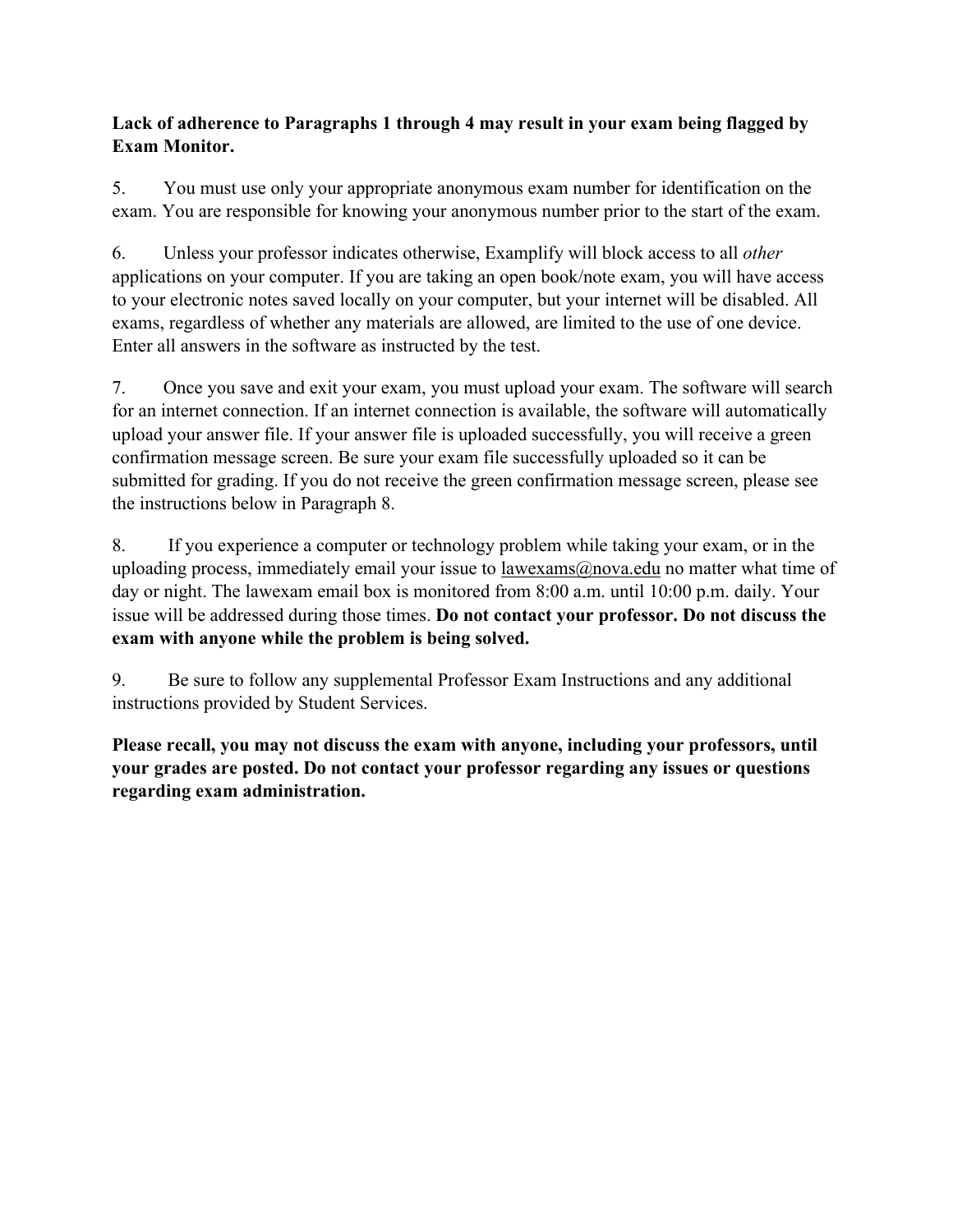**Lack of adherence to Paragraphs 1 through 4 may result in your exam being flagged by Exam Monitor.**

5. You must use only your appropriate anonymous exam number for identification on the exam. You are responsible for knowing your anonymous number prior to the start of the exam.

6. Unless your professor indicates otherwise, Examplify will block access to all *other* applications on your computer. If you are taking an open book/note exam, you will have access to your electronic notes saved locally on your computer, but your internet will be disabled. All exams, regardless of whether any materials are allowed, are limited to the use of one device. Enter all answers in the software as instructed by the test.

7. Once you save and exit your exam, you must upload your exam. The software will search for an internet connection. If an internet connection is available, the software will automatically upload your answer file. If your answer file is uploaded successfully, you will receive a green confirmation message screen. Be sure your exam file successfully uploaded so it can be submitted for grading. If you do not receive the green confirmation message screen, please see the instructions below in Paragraph 8.

8. If you experience a computer or technology problem while taking your exam, or in the uploading process, immediately email your issue to lawexams@nova.edu no matter what time of day or night. The lawexam email box is monitored from 8:00 a.m. until 10:00 p.m. daily. Your issue will be addressed during those times. **Do not contact your professor. Do not discuss the exam with anyone while the problem is being solved.**

9. Be sure to follow any supplemental Professor Exam Instructions and any additional instructions provided by Student Services.

**Please recall, you may not discuss the exam with anyone, including your professors, until your grades are posted. Do not contact your professor regarding any issues or questions regarding exam administration.**